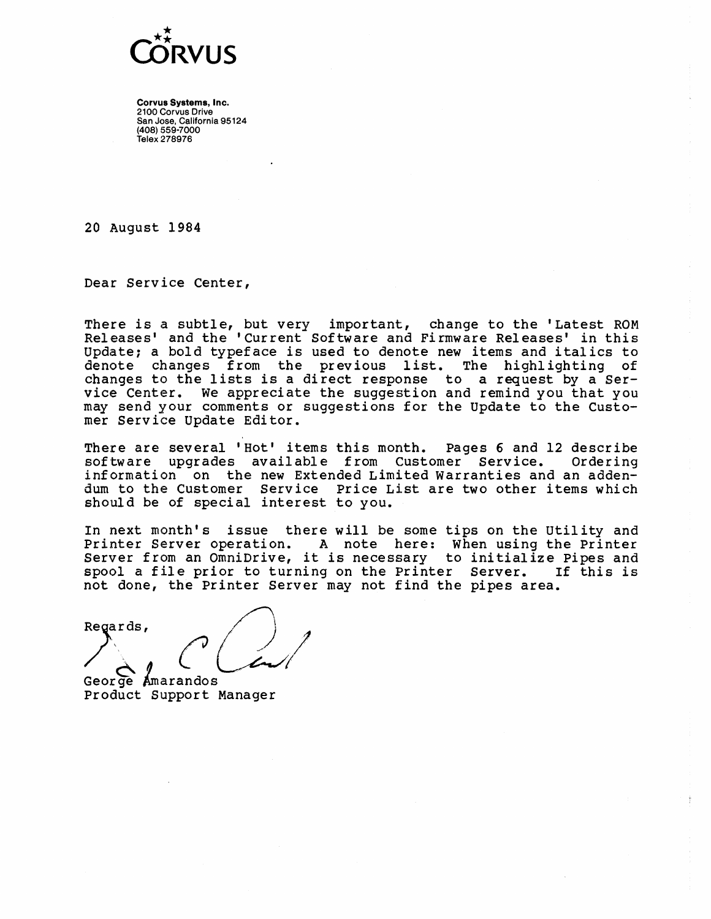CORVUS

**Corvus Systems, Inc.**
2100 Corvus Drive
San Jose, California 95124
(408) 559-7000
Telex 278976

20 August 1984

Dear Service Center,

There is a subtle, but very important, change to the 'Latest ROM Releases' and the 'Current Software and Firmware Releases' in this Update; a bold typeface is used to denote new items and italics to denote changes from the previous list. The highlighting of changes to the lists is a direct response to a request by a Service Center. We appreciate the suggestion and remind you that you may send your comments or suggestions for the Update to the Customer Service Update Editor.

There are several 'Hot' items this month. Pages 6 and 12 describe software upgrades available from Customer Service. Ordering information on the new Extended Limited Warranties and an addendum to the Customer Service Price List are two other items which should be of special interest to you.

In next month's issue there will be some tips on the Utility and Printer Server operation. A note here: When using the Printer Server from an OmniDrive, it is necessary to initialize Pipes and spool a file prior to turning on the Printer Server. If this is not done, the Printer Server may not find the pipes area.

Regards,

George Amarandos
Product Support Manager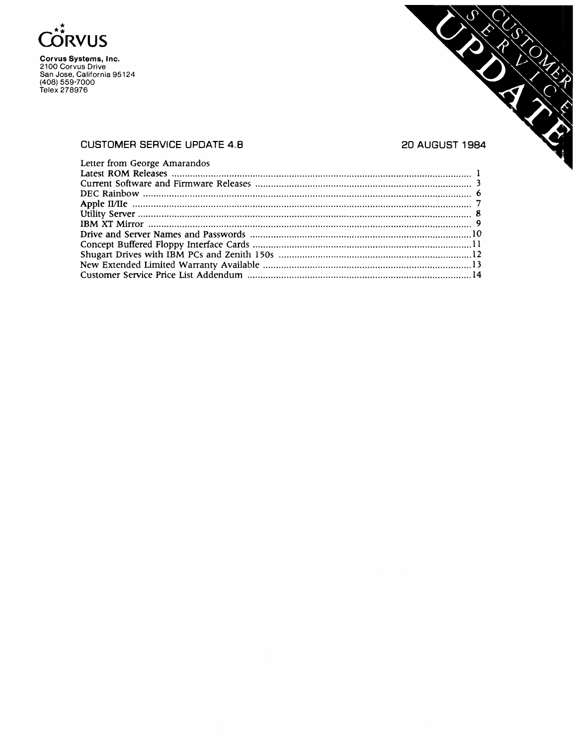**Corvus Systems, Inc.**
2100 Corvus Drive
San Jose, California 95124
(408) 559-7000
Telex 278976

CUSTOMER SERVICE UPDATE

# CUSTOMER SERVICE UPDATE 4.8

**20 AUGUST 1984**

| | |
|---|---|
| Letter from George Amarandos | |
| Latest ROM Releases | 1 |
| Current Software and Firmware Releases | 3 |
| DEC Rainbow | 6 |
| Apple II/IIe | 7 |
| Utility Server | 8 |
| IBM XT Mirror | 9 |
| Drive and Server Names and Passwords | 10 |
| Concept Buffered Floppy Interface Cards | 11 |
| Shugart Drives with IBM PCs and Zenith 150s | 12 |
| New Extended Limited Warranty Available | 13 |
| Customer Service Price List Addendum | 14 |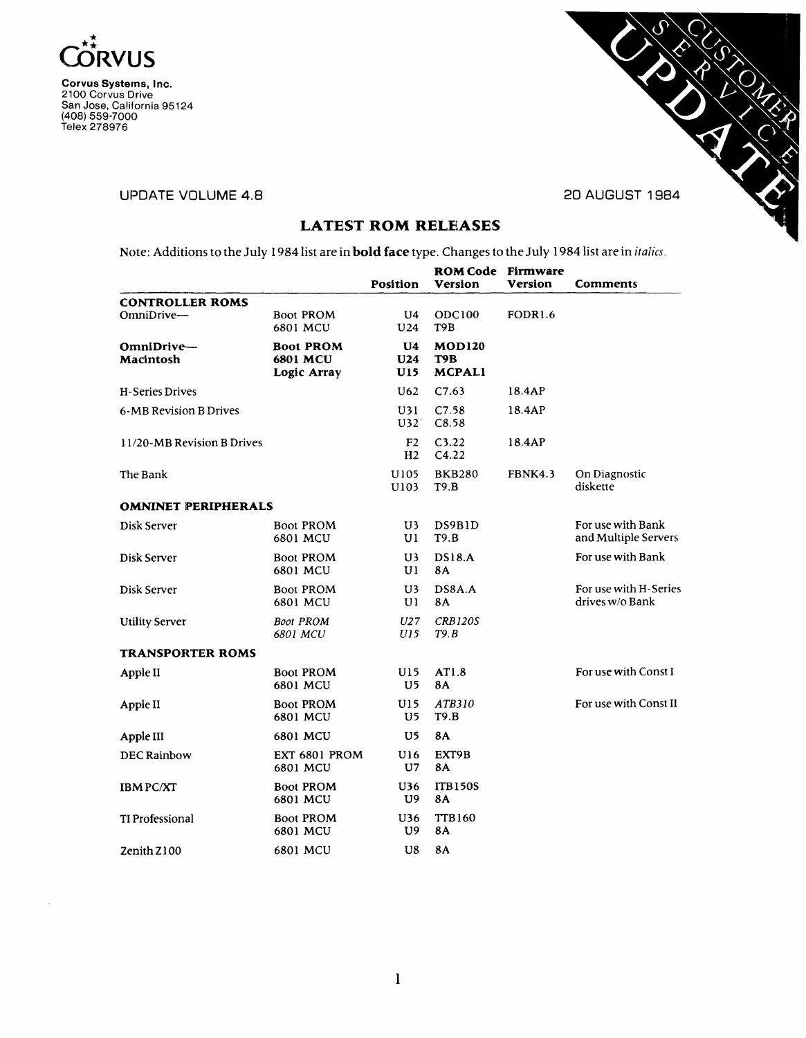**CORVUS**

**Corvus Systems, Inc.**
2100 Corvus Drive
San Jose, California 95124
(408) 559-7000
Telex 278976

CUSTOMER SERVICE UPDATE

UPDATE VOLUME 4.8

20 AUGUST 1984

## LATEST ROM RELEASES

Note: Additions to the July 1984 list are in **bold face** type. Changes to the July 1984 list are in *italics*.

| | | Position | ROM Code Version | Firmware Version | Comments |
|---|---|---|---|---|---|
| **CONTROLLER ROMS** | | | | | |
| OmniDrive— | Boot PROM | U4 | ODC100 | FODR1.6 | |
| | 6801 MCU | U24 | T9B | | |
| **OmniDrive— Macintosh** | **Boot PROM** | **U4** | **MOD120** | | |
| | **6801 MCU** | **U24** | **T9B** | | |
| | **Logic Array** | **U15** | **MCPAL1** | | |
| H-Series Drives | | U62 | C7.63 | 18.4AP | |
| 6-MB Revision B Drives | | U31 | C7.58 | 18.4AP | |
| | | U32 | C8.58 | | |
| 11/20-MB Revision B Drives | | F2 | C3.22 | 18.4AP | |
| | | H2 | C4.22 | | |
| The Bank | | U105 | BKB280 | FBNK4.3 | On Diagnostic diskette |
| | | U103 | T9.B | | |
| **OMNINET PERIPHERALS** | | | | | |
| Disk Server | Boot PROM | U3 | DS9B1D | | For use with Bank and Multiple Servers |
| | 6801 MCU | U1 | T9.B | | |
| Disk Server | Boot PROM | U3 | DS18.A | | For use with Bank |
| | 6801 MCU | U1 | 8A | | |
| Disk Server | Boot PROM | U3 | DS8A.A | | For use with H-Series drives w/o Bank |
| | 6801 MCU | U1 | 8A | | |
| Utility Server | *Boot PROM* | *U27* | *CRB120S* | | |
| | *6801 MCU* | *U15* | *T9.B* | | |
| **TRANSPORTER ROMS** | | | | | |
| Apple II | Boot PROM | U15 | AT1.8 | | For use with Const I |
| | 6801 MCU | U5 | 8A | | |
| Apple II | Boot PROM | U15 | *ATB310* | | For use with Const II |
| | 6801 MCU | U5 | T9.B | | |
| Apple III | 6801 MCU | U5 | 8A | | |
| DEC Rainbow | EXT 6801 PROM | U16 | EXT9B | | |
| | 6801 MCU | U7 | 8A | | |
| IBM PC/XT | Boot PROM | U36 | ITB150S | | |
| | 6801 MCU | U9 | 8A | | |
| TI Professional | Boot PROM | U36 | TTB160 | | |
| | 6801 MCU | U9 | 8A | | |
| Zenith Z100 | 6801 MCU | U8 | 8A | | |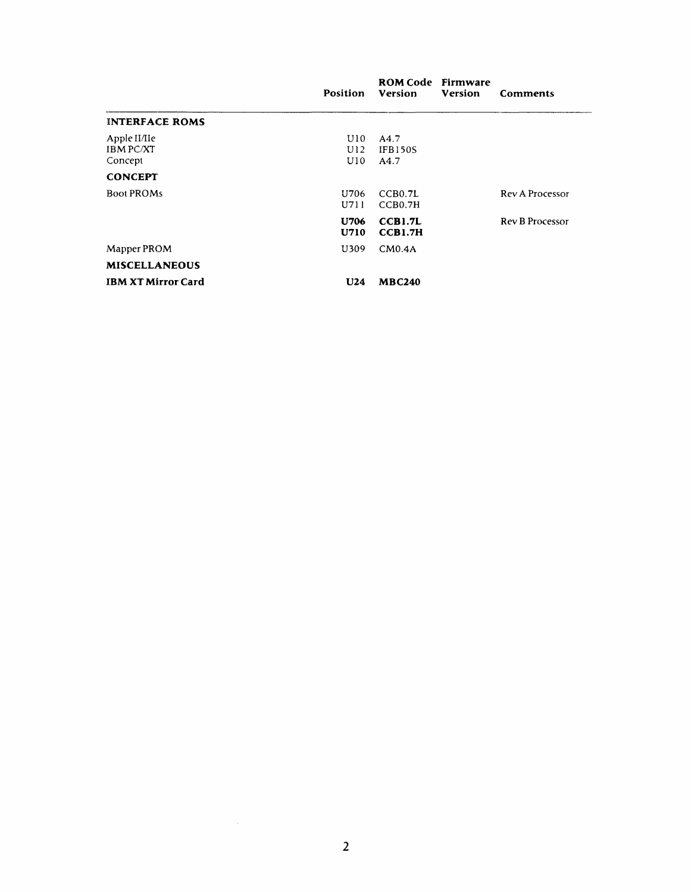|  | Position | ROM Code Version | Firmware Version | Comments |
|---|---|---|---|---|
| **INTERFACE ROMS** |  |  |  |  |
| Apple II/IIe | U10 | A4.7 |  |  |
| IBM PC/XT | U12 | IFB150S |  |  |
| Concept | U10 | A4.7 |  |  |
| **CONCEPT** |  |  |  |  |
| Boot PROMs | U706 | CCB0.7L |  | Rev A Processor |
|  | U711 | CCB0.7H |  |  |
|  | **U706** | **CCB1.7L** |  | Rev B Processor |
|  | **U710** | **CCB1.7H** |  |  |
| Mapper PROM | U309 | CM0.4A |  |  |
| **MISCELLANEOUS** |  |  |  |  |
| **IBM XT Mirror Card** | **U24** | **MBC240** |  |  |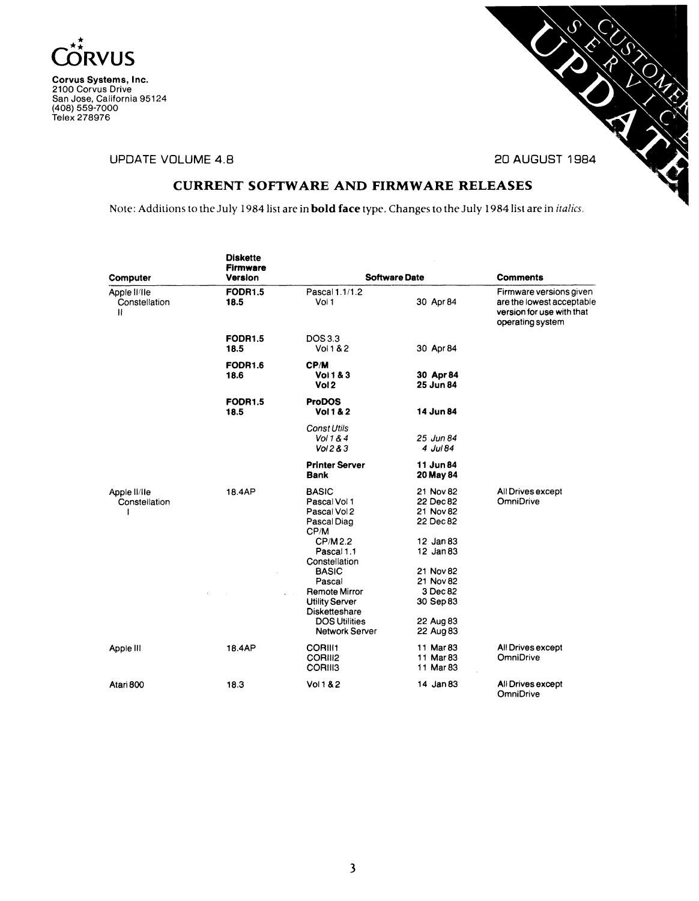**Corvus Systems, Inc.**
2100 Corvus Drive
San Jose, California 95124
(408) 559-7000
Telex 278976

CUSTOMER SERVICE UPDATE

UPDATE VOLUME 4.8 — 20 AUGUST 1984

## CURRENT SOFTWARE AND FIRMWARE RELEASES

Note: Additions to the July 1984 list are in **bold face** type. Changes to the July 1984 list are in *italics*.

| Computer | Diskette Firmware Version | Software | Date | Comments |
|---|---|---|---|---|
| Apple II/IIe Constellation II | **FODR1.5** **18.5** | Pascal 1.1/1.2 Vol 1 | 30 Apr 84 | Firmware versions given are the lowest acceptable version for use with that operating system |
| | **FODR1.5** **18.5** | DOS 3.3 Vol 1 & 2 | 30 Apr 84 | |
| | **FODR1.6** **18.6** | **CP/M** | | |
| | | **Vol 1 & 3** | **30 Apr 84** | |
| | | **Vol 2** | **25 Jun 84** | |
| | **FODR1.5** **18.5** | **ProDOS Vol 1 & 2** | **14 Jun 84** | |
| | | *Const Utils* | | |
| | | *Vol 1 & 4* | *25 Jun 84* | |
| | | *Vol 2 & 3* | *4 Jul 84* | |
| | | **Printer Server** | **11 Jun 84** | |
| | | **Bank** | **20 May 84** | |
| Apple II/IIe Constellation I | 18.4AP | BASIC | 21 Nov 82 | All Drives except OmniDrive |
| | | Pascal Vol 1 | 22 Dec 82 | |
| | | Pascal Vol 2 | 21 Nov 82 | |
| | | Pascal Diag | 22 Dec 82 | |
| | | CP/M | | |
| | | CP/M 2.2 | 12 Jan 83 | |
| | | Pascal 1.1 | 12 Jan 83 | |
| | | Constellation | | |
| | | BASIC | 21 Nov 82 | |
| | | Pascal | 21 Nov 82 | |
| | | Remote Mirror | 3 Dec 82 | |
| | | Utility Server | 30 Sep 83 | |
| | | Disketteshare | | |
| | | DOS Utilities | 22 Aug 83 | |
| | | Network Server | 22 Aug 83 | |
| Apple III | 18.4AP | CORIII1 | 11 Mar 83 | All Drives except OmniDrive |
| | | CORIII2 | 11 Mar 83 | |
| | | CORIII3 | 11 Mar 83 | |
| Atari 800 | 18.3 | Vol 1 & 2 | 14 Jan 83 | All Drives except OmniDrive |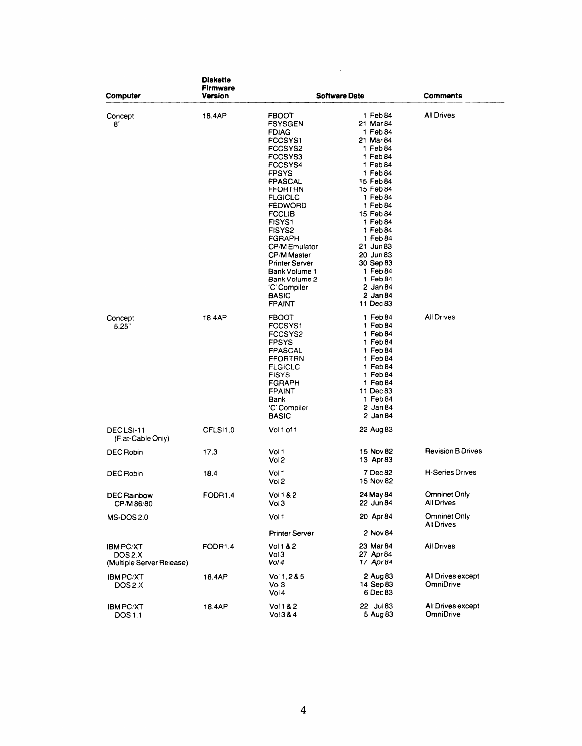| Computer | Diskette Firmware Version | Software | Date | Comments |
|---|---|---|---|---|
| Concept 8" | 18.4AP | FBOOT | 1 Feb 84 | All Drives |
| | | FSYSGEN | 21 Mar 84 | |
| | | FDIAG | 1 Feb 84 | |
| | | FCCSYS1 | 21 Mar 84 | |
| | | FCCSYS2 | 1 Feb 84 | |
| | | FCCSYS3 | 1 Feb 84 | |
| | | FCCSYS4 | 1 Feb 84 | |
| | | FPSYS | 1 Feb 84 | |
| | | FPASCAL | 15 Feb 84 | |
| | | FFORTRN | 15 Feb 84 | |
| | | FLGICLC | 1 Feb 84 | |
| | | FEDWORD | 1 Feb 84 | |
| | | FCCLIB | 15 Feb 84 | |
| | | FISYS1 | 1 Feb 84 | |
| | | FISYS2 | 1 Feb 84 | |
| | | FGRAPH | 1 Feb 84 | |
| | | CP/M Emulator | 21 Jun 83 | |
| | | CP/M Master | 20 Jun 83 | |
| | | Printer Server | 30 Sep 83 | |
| | | Bank Volume 1 | 1 Feb 84 | |
| | | Bank Volume 2 | 1 Feb 84 | |
| | | 'C' Compiler | 2 Jan 84 | |
| | | BASIC | 2 Jan 84 | |
| | | FPAINT | 11 Dec 83 | |
| Concept 5.25" | 18.4AP | FBOOT | 1 Feb 84 | All Drives |
| | | FCCSYS1 | 1 Feb 84 | |
| | | FCCSYS2 | 1 Feb 84 | |
| | | FPSYS | 1 Feb 84 | |
| | | FPASCAL | 1 Feb 84 | |
| | | FFORTRN | 1 Feb 84 | |
| | | FLGICLC | 1 Feb 84 | |
| | | FISYS | 1 Feb 84 | |
| | | FGRAPH | 1 Feb 84 | |
| | | FPAINT | 11 Dec 83 | |
| | | Bank | 1 Feb 84 | |
| | | 'C' Compiler | 2 Jan 84 | |
| | | BASIC | 2 Jan 84 | |
| DEC LSI-11 (Flat-Cable Only) | CFLSI1.0 | Vol 1 of 1 | 22 Aug 83 | |
| DEC Robin | 17.3 | Vol 1 | 15 Nov 82 | Revision B Drives |
| | | Vol 2 | 13 Apr 83 | |
| DEC Robin | 18.4 | Vol 1 | 7 Dec 82 | H-Series Drives |
| | | Vol 2 | 15 Nov 82 | |
| DEC Rainbow CP/M 86/80 | FODR1.4 | Vol 1 & 2 | 24 May 84 | Omninet Only |
| | | Vol 3 | 22 Jun 84 | All Drives |
| MS-DOS 2.0 | | Vol 1 | 20 Apr 84 | Omninet Only All Drives |
| | | Printer Server | 2 Nov 84 | |
| IBM PC/XT DOS 2.X (Multiple Server Release) | FODR1.4 | Vol 1 & 2 | 23 Mar 84 | All Drives |
| | | Vol 3 | 27 Apr 84 | |
| | | *Vol 4* | *17 Apr 84* | |
| IBM PC/XT DOS 2.X | 18.4AP | Vol 1, 2 & 5 | 2 Aug 83 | All Drives except OmniDrive |
| | | Vol 3 | 14 Sep 83 | |
| | | Vol 4 | 6 Dec 83 | |
| IBM PC/XT DOS 1.1 | 18.4AP | Vol 1 & 2 | 22 Jul 83 | All Drives except OmniDrive |
| | | Vol 3 & 4 | 5 Aug 83 | |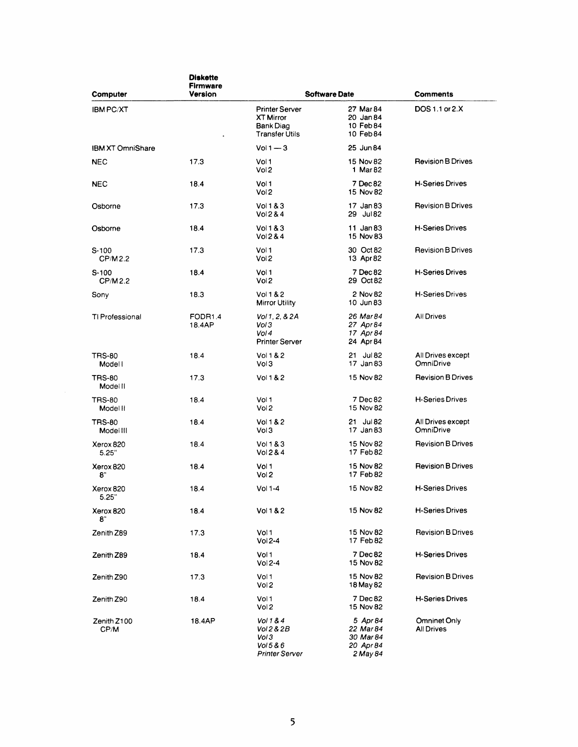| Computer | Diskette Firmware Version | Software | Date | Comments |
|---|---|---|---|---|
| IBM PC/XT | | Printer Server<br>XT Mirror<br>Bank Diag<br>Transfer Utils | 27 Mar 84<br>20 Jan 84<br>10 Feb 84<br>10 Feb 84 | DOS 1.1 or 2.X |
| IBM XT OmniShare | | Vol 1 — 3 | 25 Jun 84 | |
| NEC | 17.3 | Vol 1<br>Vol 2 | 15 Nov 82<br>1 Mar 82 | Revision B Drives |
| NEC | 18.4 | Vol 1<br>Vol 2 | 7 Dec 82<br>15 Nov 82 | H-Series Drives |
| Osborne | 17.3 | Vol 1 & 3<br>Vol 2 & 4 | 17 Jan 83<br>29 Jul 82 | Revision B Drives |
| Osborne | 18.4 | Vol 1 & 3<br>Vol 2 & 4 | 11 Jan 83<br>15 Nov 83 | H-Series Drives |
| S-100 CP/M 2.2 | 17.3 | Vol 1<br>Vol 2 | 30 Oct 82<br>13 Apr 82 | Revision B Drives |
| S-100 CP/M 2.2 | 18.4 | Vol 1<br>Vol 2 | 7 Dec 82<br>29 Oct 82 | H-Series Drives |
| Sony | 18.3 | Vol 1 & 2<br>Mirror Utility | 2 Nov 82<br>10 Jun 83 | H-Series Drives |
| TI Professional | FODR1.4<br>18.4AP | *Vol 1, 2, & 2A*<br>*Vol 3*<br>*Vol 4*<br>Printer Server | *26 Mar 84*<br>*27 Apr 84*<br>*17 Apr 84*<br>24 Apr 84 | All Drives |
| TRS-80 Model I | 18.4 | Vol 1 & 2<br>Vol 3 | 21 Jul 82<br>17 Jan 83 | All Drives except OmniDrive |
| TRS-80 Model II | 17.3 | Vol 1 & 2 | 15 Nov 82 | Revision B Drives |
| TRS-80 Model II | 18.4 | Vol 1<br>Vol 2 | 7 Dec 82<br>15 Nov 82 | H-Series Drives |
| TRS-80 Model III | 18.4 | Vol 1 & 2<br>Vol 3 | 21 Jul 82<br>17 Jan 83 | All Drives except OmniDrive |
| Xerox 820 5.25" | 18.4 | Vol 1 & 3<br>Vol 2 & 4 | 15 Nov 82<br>17 Feb 82 | Revision B Drives |
| Xerox 820 8" | 18.4 | Vol 1<br>Vol 2 | 15 Nov 82<br>17 Feb 82 | Revision B Drives |
| Xerox 820 5.25" | 18.4 | Vol 1-4 | 15 Nov 82 | H-Series Drives |
| Xerox 820 8" | 18.4 | Vol 1 & 2 | 15 Nov 82 | H-Series Drives |
| Zenith Z89 | 17.3 | Vol 1<br>Vol 2-4 | 15 Nov 82<br>17 Feb 82 | Revision B Drives |
| Zenith Z89 | 18.4 | Vol 1<br>Vol 2-4 | 7 Dec 82<br>15 Nov 82 | H-Series Drives |
| Zenith Z90 | 17.3 | Vol 1<br>Vol 2 | 15 Nov 82<br>18 May 82 | Revision B Drives |
| Zenith Z90 | 18.4 | Vol 1<br>Vol 2 | 7 Dec 82<br>15 Nov 82 | H-Series Drives |
| Zenith Z100 CP/M | 18.4AP | *Vol 1 & 4*<br>*Vol 2 & 2B*<br>*Vol 3*<br>*Vol 5 & 6*<br>*Printer Server* | *5 Apr 84*<br>*22 Mar 84*<br>*30 Mar 84*<br>*20 Apr 84*<br>*2 May 84* | Omninet Only<br>All Drives |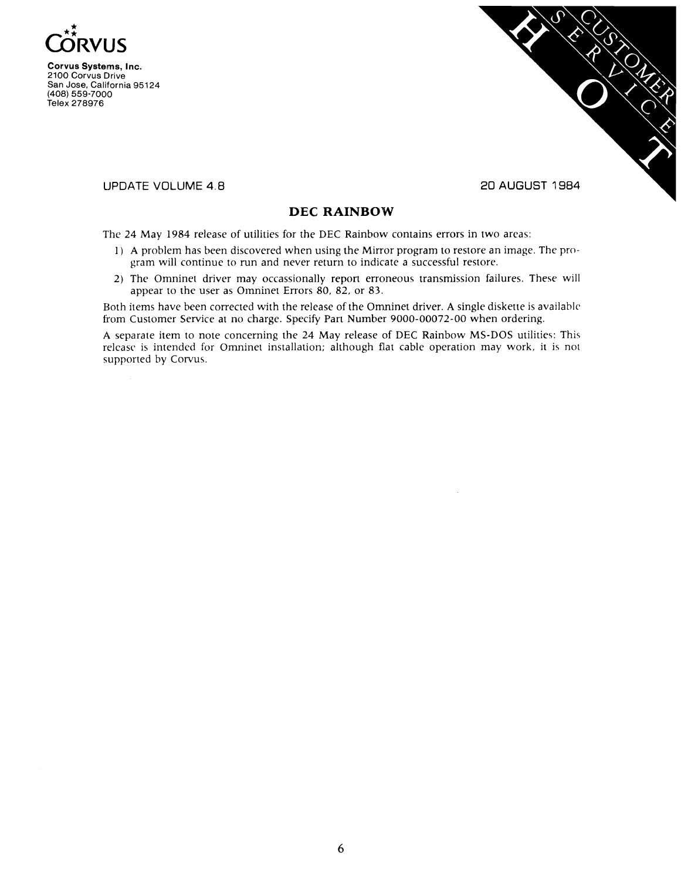**Corvus Systems, Inc.**
2100 Corvus Drive
San Jose, California 95124
(408) 559-7000
Telex 278976

CUSTOMER SERVICE HOT

UPDATE VOLUME 4.8

20 AUGUST 1984

## DEC RAINBOW

The 24 May 1984 release of utilities for the DEC Rainbow contains errors in two areas:

1) A problem has been discovered when using the Mirror program to restore an image. The program will continue to run and never return to indicate a successful restore.
2) The Omninet driver may occassionally report erroneous transmission failures. These will appear to the user as Omninet Errors 80, 82, or 83.

Both items have been corrected with the release of the Omninet driver. A single diskette is available from Customer Service at no charge. Specify Part Number 9000-00072-00 when ordering.

A separate item to note concerning the 24 May release of DEC Rainbow MS-DOS utilities: This release is intended for Omninet installation; although flat cable operation may work, it is not supported by Corvus.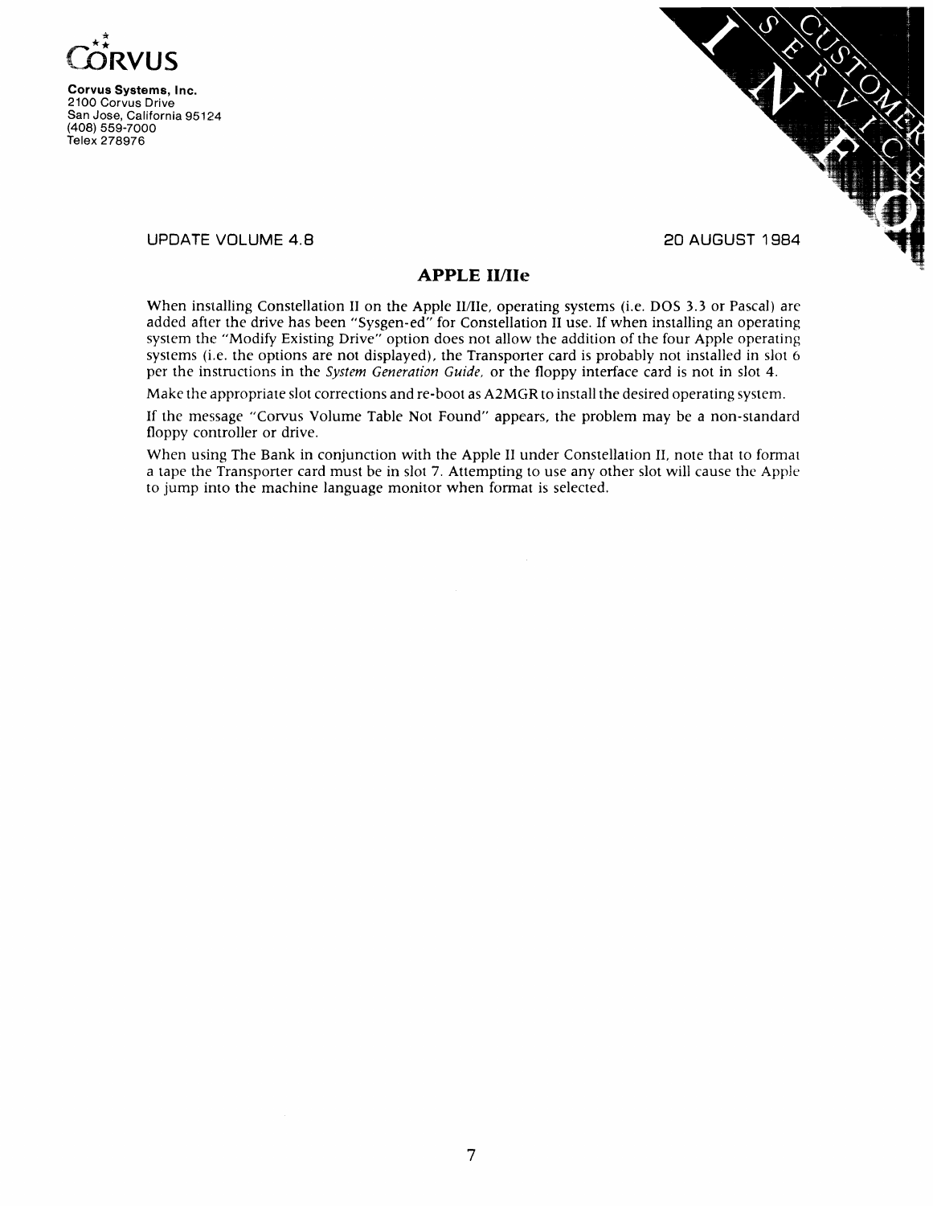**CORVUS**

**Corvus Systems, Inc.**
2100 Corvus Drive
San Jose, California 95124
(408) 559-7000
Telex 278976

CUSTOMER SERVICE INFO

UPDATE VOLUME 4.8

20 AUGUST 1984

## APPLE II/IIe

When installing Constellation II on the Apple II/IIe, operating systems (i.e. DOS 3.3 or Pascal) are added after the drive has been "Sysgen-ed" for Constellation II use. If when installing an operating system the "Modify Existing Drive" option does not allow the addition of the four Apple operating systems (i.e. the options are not displayed), the Transporter card is probably not installed in slot 6 per the instructions in the *System Generation Guide*, or the floppy interface card is not in slot 4.

Make the appropriate slot corrections and re-boot as A2MGR to install the desired operating system.

If the message "Corvus Volume Table Not Found" appears, the problem may be a non-standard floppy controller or drive.

When using The Bank in conjunction with the Apple II under Constellation II, note that to format a tape the Transporter card must be in slot 7. Attempting to use any other slot will cause the Apple to jump into the machine language monitor when format is selected.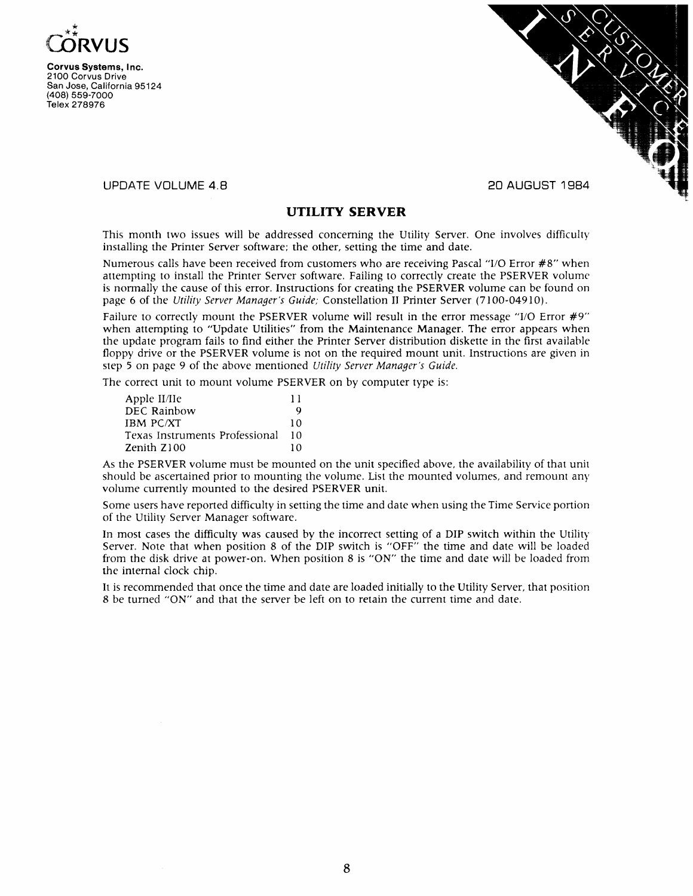CORVUS

**Corvus Systems, Inc.**
2100 Corvus Drive
San Jose, California 95124
(408) 559-7000
Telex 278976

CUSTOMER SERVICE INFO

UPDATE VOLUME 4.8 — 20 AUGUST 1984

## UTILITY SERVER

This month two issues will be addressed concerning the Utility Server. One involves difficulty installing the Printer Server software; the other, setting the time and date.

Numerous calls have been received from customers who are receiving Pascal "I/O Error #8" when attempting to install the Printer Server software. Failing to correctly create the PSERVER volume is normally the cause of this error. Instructions for creating the PSERVER volume can be found on page 6 of the *Utility Server Manager's Guide;* Constellation II Printer Server (7100-04910).

Failure to correctly mount the PSERVER volume will result in the error message "I/O Error #9" when attempting to "Update Utilities" from the Maintenance Manager. The error appears when the update program fails to find either the Printer Server distribution diskette in the first available floppy drive or the PSERVER volume is not on the required mount unit. Instructions are given in step 5 on page 9 of the above mentioned *Utility Server Manager's Guide.*

The correct unit to mount volume PSERVER on by computer type is:

| Computer | Unit |
|---|---|
| Apple II/IIe | 11 |
| DEC Rainbow | 9 |
| IBM PC/XT | 10 |
| Texas Instruments Professional | 10 |
| Zenith Z100 | 10 |

As the PSERVER volume must be mounted on the unit specified above, the availability of that unit should be ascertained prior to mounting the volume. List the mounted volumes, and remount any volume currently mounted to the desired PSERVER unit.

Some users have reported difficulty in setting the time and date when using the Time Service portion of the Utility Server Manager software.

In most cases the difficulty was caused by the incorrect setting of a DIP switch within the Utility Server. Note that when position 8 of the DIP switch is "OFF" the time and date will be loaded from the disk drive at power-on. When position 8 is "ON" the time and date will be loaded from the internal clock chip.

It is recommended that once the time and date are loaded initially to the Utility Server, that position 8 be turned "ON" and that the server be left on to retain the current time and date.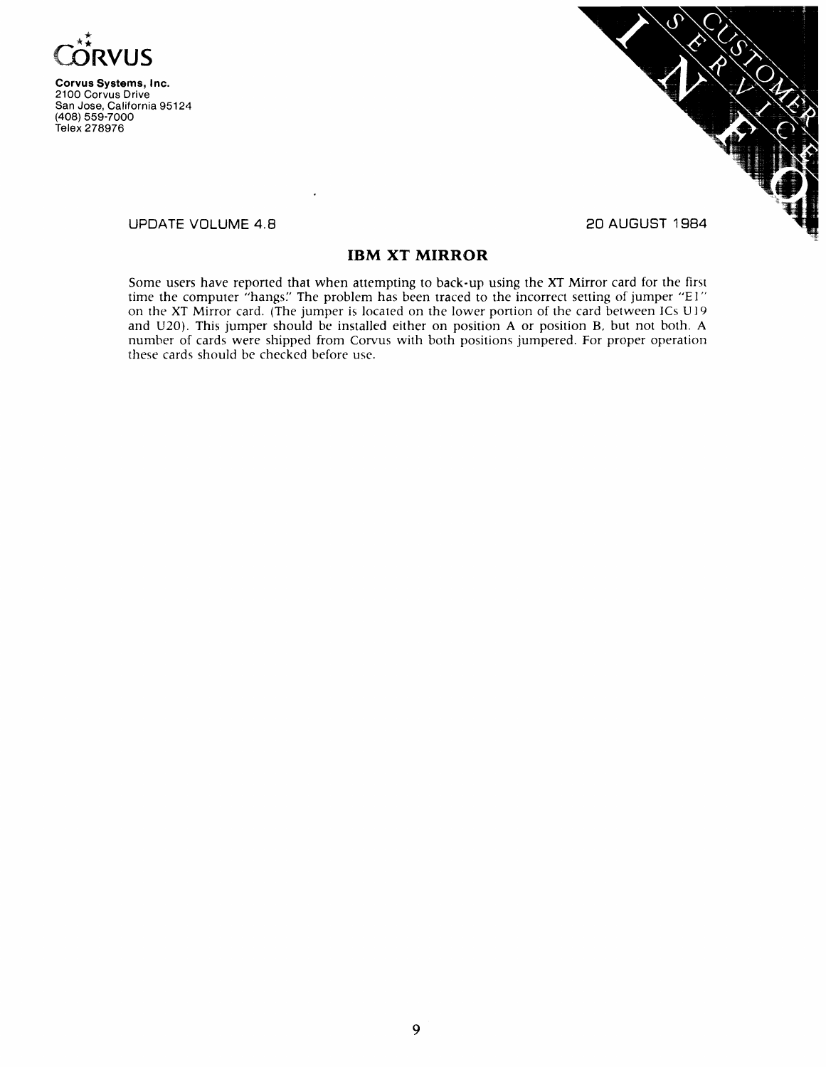**Corvus Systems, Inc.**
2100 Corvus Drive
San Jose, California 95124
(408) 559-7000
Telex 278976

UPDATE VOLUME 4.8

20 AUGUST 1984

## IBM XT MIRROR

Some users have reported that when attempting to back-up using the XT Mirror card for the first time the computer "hangs." The problem has been traced to the incorrect setting of jumper "E1" on the XT Mirror card. (The jumper is located on the lower portion of the card between ICs U19 and U20). This jumper should be installed either on position A or position B, but not both. A number of cards were shipped from Corvus with both positions jumpered. For proper operation these cards should be checked before use.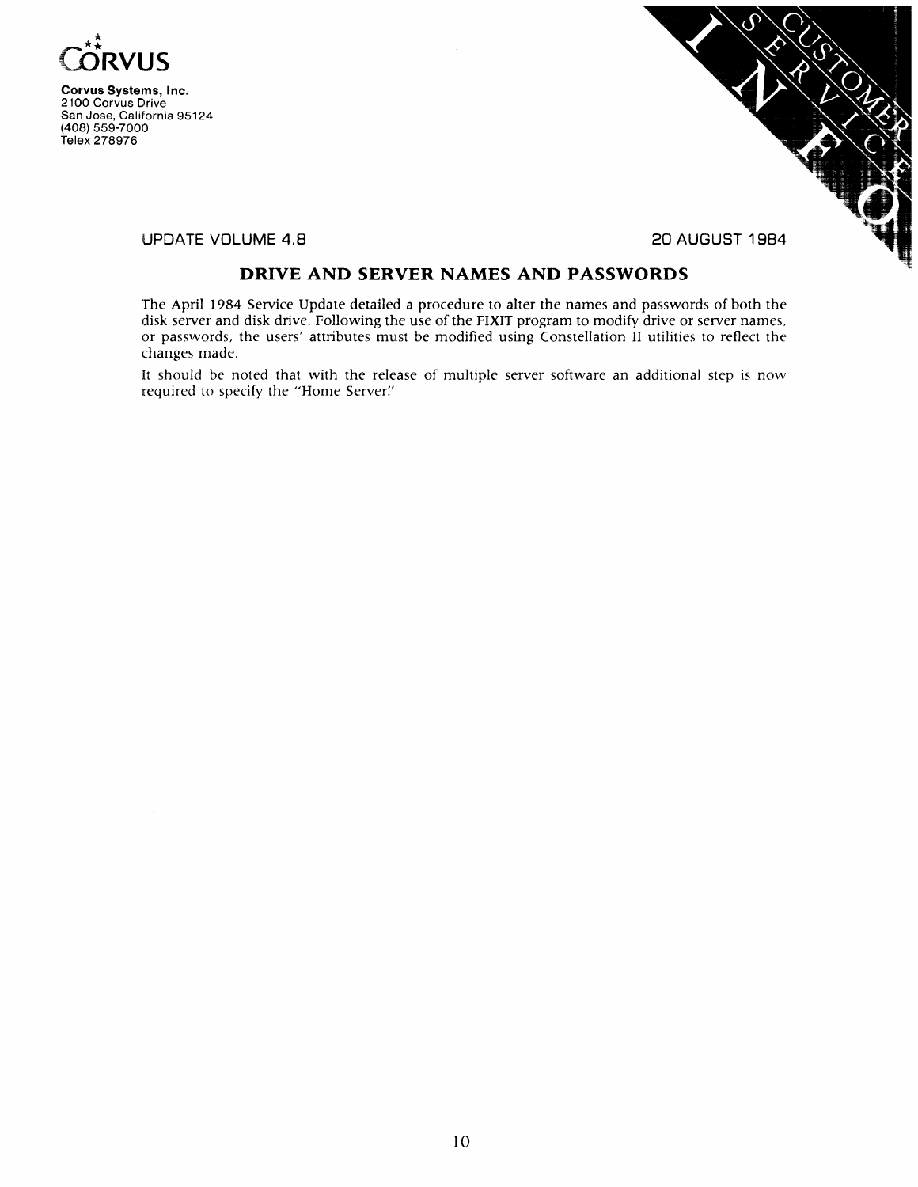**CORVUS**

**Corvus Systems, Inc.**
2100 Corvus Drive
San Jose, California 95124
(408) 559-7000
Telex 278976

CUSTOMER SERVICE INFO

UPDATE VOLUME 4.8 — 20 AUGUST 1984

## DRIVE AND SERVER NAMES AND PASSWORDS

The April 1984 Service Update detailed a procedure to alter the names and passwords of both the disk server and disk drive. Following the use of the FIXIT program to modify drive or server names, or passwords, the users' attributes must be modified using Constellation II utilities to reflect the changes made.

It should be noted that with the release of multiple server software an additional step is now required to specify the "Home Server."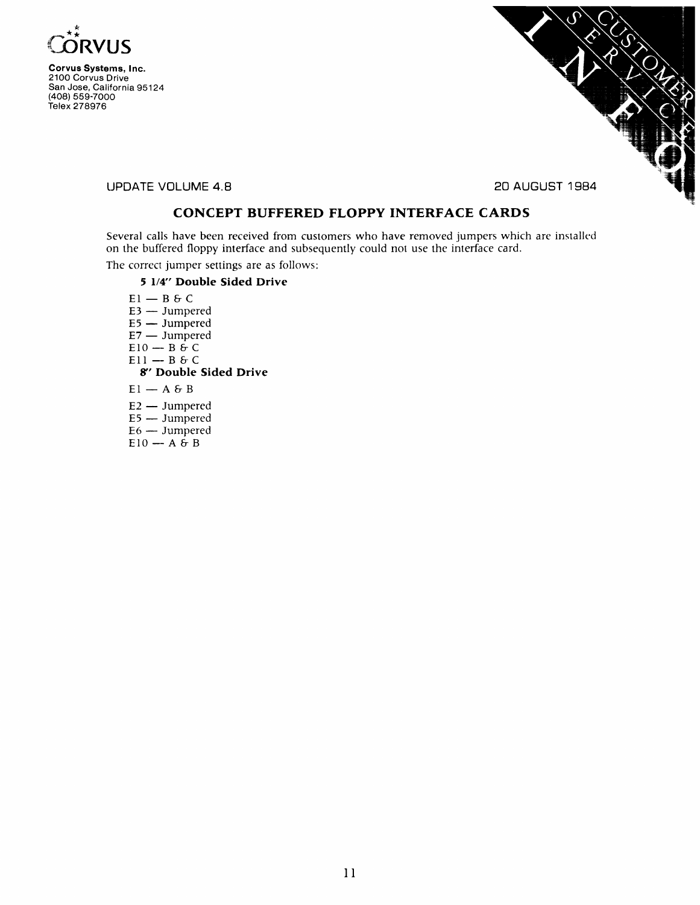**CORVUS**

**Corvus Systems, Inc.**
2100 Corvus Drive
San Jose, California 95124
(408) 559-7000
Telex 278976

CUSTOMER SERVICE INFO

UPDATE VOLUME 4.8

20 AUGUST 1984

## CONCEPT BUFFERED FLOPPY INTERFACE CARDS

Several calls have been received from customers who have removed jumpers which are installed on the buffered floppy interface and subsequently could not use the interface card.

The correct jumper settings are as follows:

### 5 1/4" Double Sided Drive

E1 — B & C
E3 — Jumpered
E5 — Jumpered
E7 — Jumpered
E10 — B & C
E11 — B & C

### 8" Double Sided Drive

E1 — A & B
E2 — Jumpered
E5 — Jumpered
E6 — Jumpered
E10 — A & B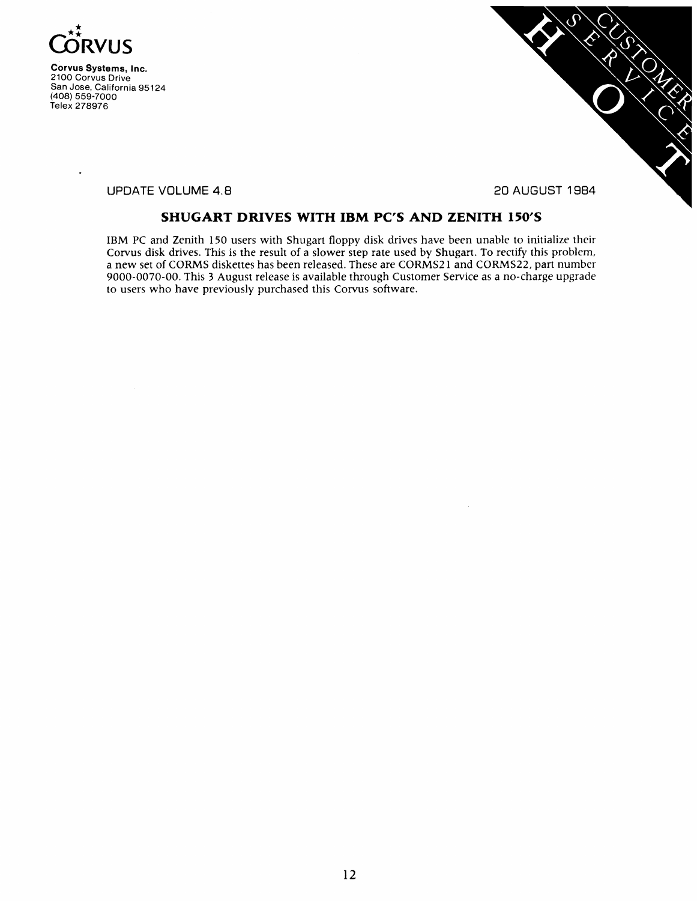**CORVUS**

**Corvus Systems, Inc.**
2100 Corvus Drive
San Jose, California 95124
(408) 559-7000
Telex 278976

HOT CUSTOMER SERVICE

UPDATE VOLUME 4.8 — 20 AUGUST 1984

## SHUGART DRIVES WITH IBM PC'S AND ZENITH 150'S

IBM PC and Zenith 150 users with Shugart floppy disk drives have been unable to initialize their Corvus disk drives. This is the result of a slower step rate used by Shugart. To rectify this problem, a new set of CORMS diskettes has been released. These are CORMS21 and CORMS22, part number 9000-0070-00. This 3 August release is available through Customer Service as a no-charge upgrade to users who have previously purchased this Corvus software.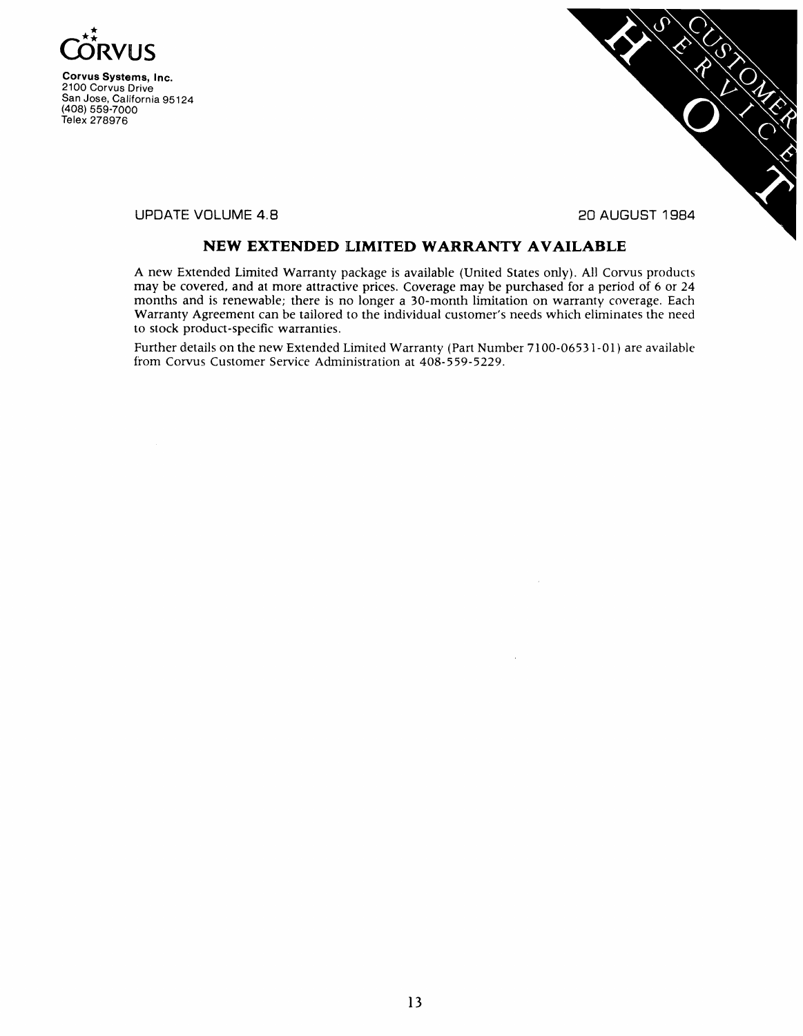**CORVUS**

**Corvus Systems, Inc.**
2100 Corvus Drive
San Jose, California 95124
(408) 559-7000
Telex 278976

CUSTOMER SERVICE HOT

UPDATE VOLUME 4.8 — 20 AUGUST 1984

## NEW EXTENDED LIMITED WARRANTY AVAILABLE

A new Extended Limited Warranty package is available (United States only). All Corvus products may be covered, and at more attractive prices. Coverage may be purchased for a period of 6 or 24 months and is renewable; there is no longer a 30-month limitation on warranty coverage. Each Warranty Agreement can be tailored to the individual customer's needs which eliminates the need to stock product-specific warranties.

Further details on the new Extended Limited Warranty (Part Number 7100-06531-01) are available from Corvus Customer Service Administration at 408-559-5229.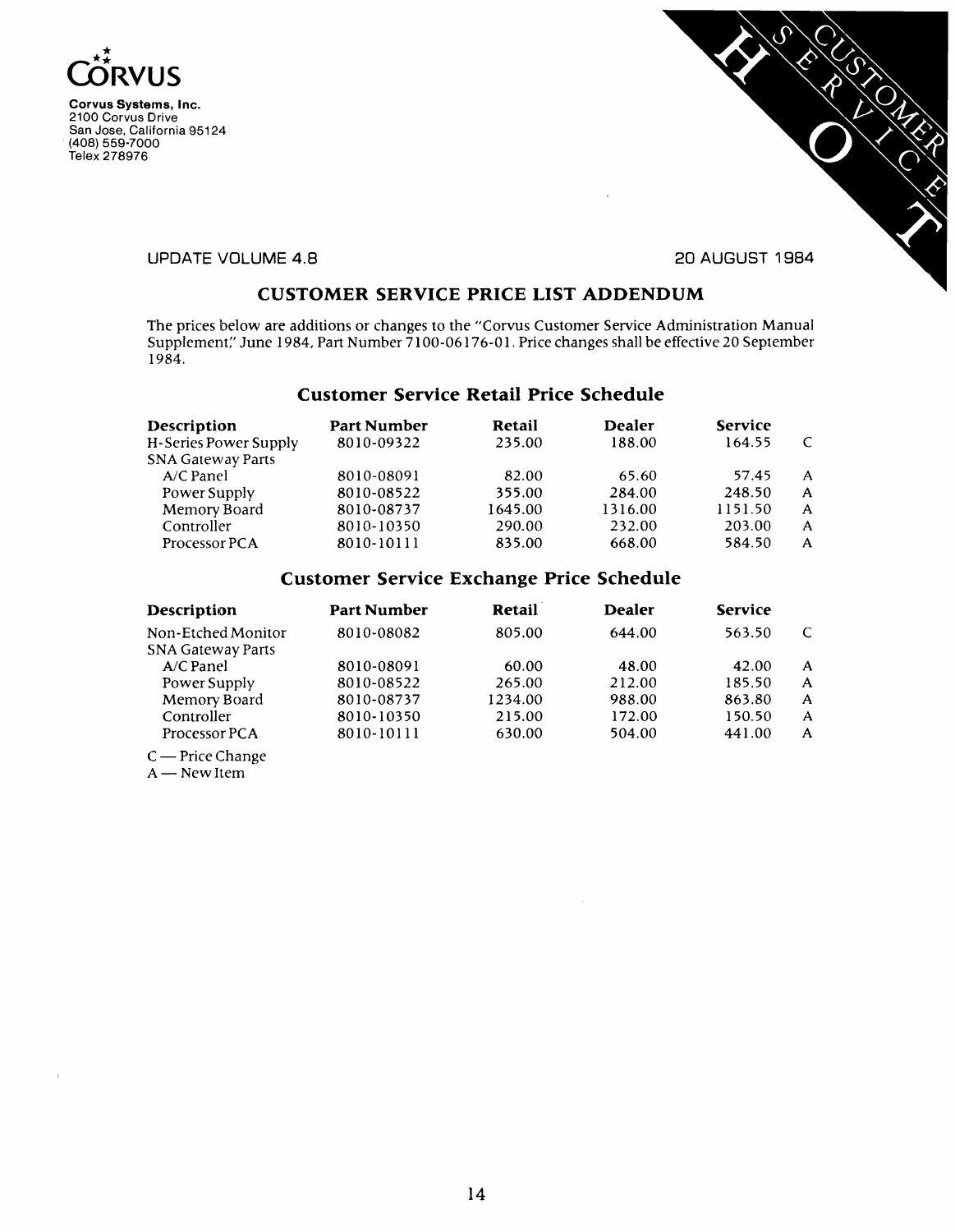**CORVUS**

**Corvus Systems, Inc.**
2100 Corvus Drive
San Jose, California 95124
(408) 559-7000
Telex 278976

HOT CUSTOMER SERVICE

UPDATE VOLUME 4.8

20 AUGUST 1984

## CUSTOMER SERVICE PRICE LIST ADDENDUM

The prices below are additions or changes to the "Corvus Customer Service Administration Manual Supplement," June 1984, Part Number 7100-06176-01. Price changes shall be effective 20 September 1984.

### Customer Service Retail Price Schedule

| Description | Part Number | Retail | Dealer | Service | |
|---|---|---|---|---|---|
| H-Series Power Supply | 8010-09322 | 235.00 | 188.00 | 164.55 | C |
| SNA Gateway Parts | | | | | |
| A/C Panel | 8010-08091 | 82.00 | 65.60 | 57.45 | A |
| Power Supply | 8010-08522 | 355.00 | 284.00 | 248.50 | A |
| Memory Board | 8010-08737 | 1645.00 | 1316.00 | 1151.50 | A |
| Controller | 8010-10350 | 290.00 | 232.00 | 203.00 | A |
| Processor PCA | 8010-10111 | 835.00 | 668.00 | 584.50 | A |

### Customer Service Exchange Price Schedule

| Description | Part Number | Retail | Dealer | Service | |
|---|---|---|---|---|---|
| Non-Etched Monitor | 8010-08082 | 805.00 | 644.00 | 563.50 | C |
| SNA Gateway Parts | | | | | |
| A/C Panel | 8010-08091 | 60.00 | 48.00 | 42.00 | A |
| Power Supply | 8010-08522 | 265.00 | 212.00 | 185.50 | A |
| Memory Board | 8010-08737 | 1234.00 | 988.00 | 863.80 | A |
| Controller | 8010-10350 | 215.00 | 172.00 | 150.50 | A |
| Processor PCA | 8010-10111 | 630.00 | 504.00 | 441.00 | A |

C — Price Change
A — New Item